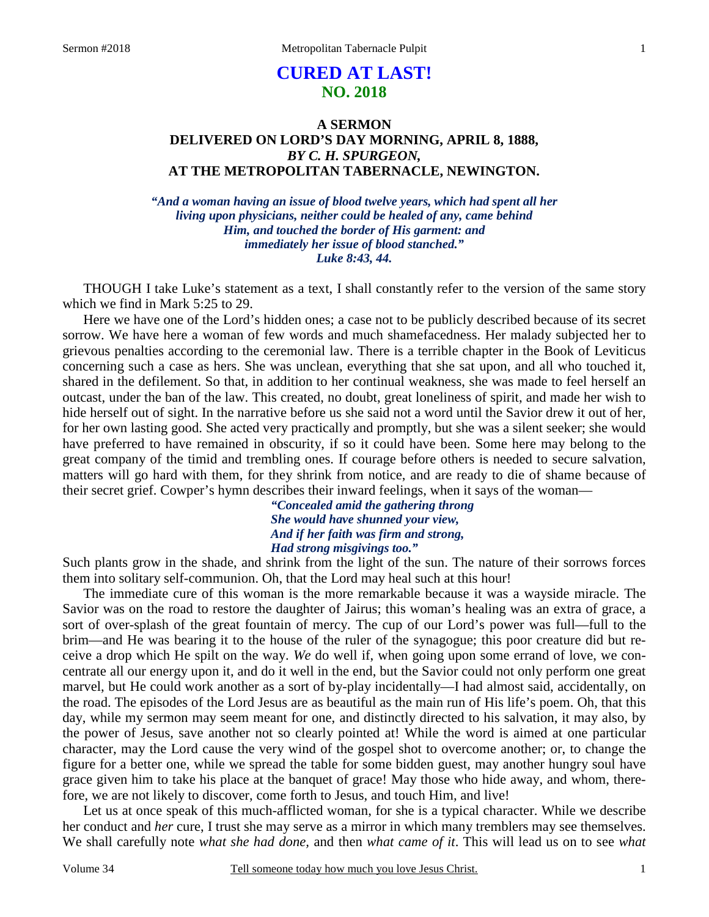# CURED AT LAST!
## NO. 2018

### A SERMON
### DELIVERED ON LORD'S DAY MORNING, APRIL 8, 1888,
### *BY C. H. SPURGEON,*
### AT THE METROPOLITAN TABERNACLE, NEWINGTON.

*"And a woman having an issue of blood twelve years, which had spent all her living upon physicians, neither could be healed of any, came behind Him, and touched the border of His garment: and immediately her issue of blood stanched."*
*Luke 8:43, 44.*

THOUGH I take Luke's statement as a text, I shall constantly refer to the version of the same story which we find in Mark 5:25 to 29.

Here we have one of the Lord's hidden ones; a case not to be publicly described because of its secret sorrow. We have here a woman of few words and much shamefacedness. Her malady subjected her to grievous penalties according to the ceremonial law. There is a terrible chapter in the Book of Leviticus concerning such a case as hers. She was unclean, everything that she sat upon, and all who touched it, shared in the defilement. So that, in addition to her continual weakness, she was made to feel herself an outcast, under the ban of the law. This created, no doubt, great loneliness of spirit, and made her wish to hide herself out of sight. In the narrative before us she said not a word until the Savior drew it out of her, for her own lasting good. She acted very practically and promptly, but she was a silent seeker; she would have preferred to have remained in obscurity, if so it could have been. Some here may belong to the great company of the timid and trembling ones. If courage before others is needed to secure salvation, matters will go hard with them, for they shrink from notice, and are ready to die of shame because of their secret grief. Cowper's hymn describes their inward feelings, when it says of the woman—

> *"Concealed amid the gathering throng*
> *She would have shunned your view,*
> *And if her faith was firm and strong,*
> *Had strong misgivings too."*

Such plants grow in the shade, and shrink from the light of the sun. The nature of their sorrows forces them into solitary self-communion. Oh, that the Lord may heal such at this hour!

The immediate cure of this woman is the more remarkable because it was a wayside miracle. The Savior was on the road to restore the daughter of Jairus; this woman's healing was an extra of grace, a sort of over-splash of the great fountain of mercy. The cup of our Lord's power was full—full to the brim—and He was bearing it to the house of the ruler of the synagogue; this poor creature did but receive a drop which He spilt on the way. *We* do well if, when going upon some errand of love, we concentrate all our energy upon it, and do it well in the end, but the Savior could not only perform one great marvel, but He could work another as a sort of by-play incidentally—I had almost said, accidentally, on the road. The episodes of the Lord Jesus are as beautiful as the main run of His life's poem. Oh, that this day, while my sermon may seem meant for one, and distinctly directed to his salvation, it may also, by the power of Jesus, save another not so clearly pointed at! While the word is aimed at one particular character, may the Lord cause the very wind of the gospel shot to overcome another; or, to change the figure for a better one, while we spread the table for some bidden guest, may another hungry soul have grace given him to take his place at the banquet of grace! May those who hide away, and whom, therefore, we are not likely to discover, come forth to Jesus, and touch Him, and live!

Let us at once speak of this much-afflicted woman, for she is a typical character. While we describe her conduct and *her* cure, I trust she may serve as a mirror in which many tremblers may see themselves. We shall carefully note *what she had done,* and then *what came of it*. This will lead us on to see *what*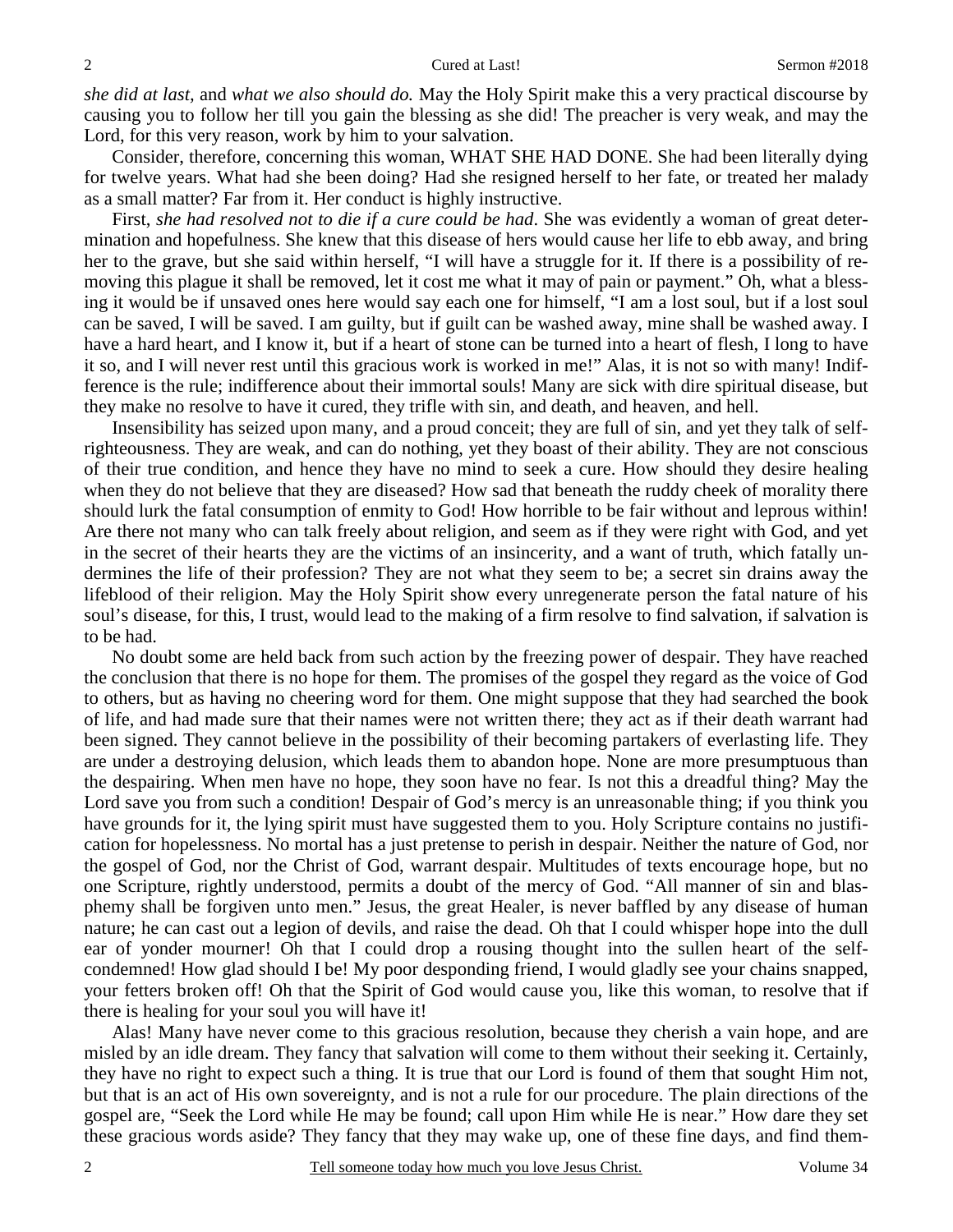*she did at last,* and *what we also should do.* May the Holy Spirit make this a very practical discourse by causing you to follow her till you gain the blessing as she did! The preacher is very weak, and may the Lord, for this very reason, work by him to your salvation.

Consider, therefore, concerning this woman, WHAT SHE HAD DONE. She had been literally dying for twelve years. What had she been doing? Had she resigned herself to her fate, or treated her malady as a small matter? Far from it. Her conduct is highly instructive.

First, *she had resolved not to die if a cure could be had*. She was evidently a woman of great determination and hopefulness. She knew that this disease of hers would cause her life to ebb away, and bring her to the grave, but she said within herself, "I will have a struggle for it. If there is a possibility of removing this plague it shall be removed, let it cost me what it may of pain or payment." Oh, what a blessing it would be if unsaved ones here would say each one for himself, "I am a lost soul, but if a lost soul can be saved, I will be saved. I am guilty, but if guilt can be washed away, mine shall be washed away. I have a hard heart, and I know it, but if a heart of stone can be turned into a heart of flesh, I long to have it so, and I will never rest until this gracious work is worked in me!" Alas, it is not so with many! Indifference is the rule; indifference about their immortal souls! Many are sick with dire spiritual disease, but they make no resolve to have it cured, they trifle with sin, and death, and heaven, and hell.

Insensibility has seized upon many, and a proud conceit; they are full of sin, and yet they talk of self-righteousness. They are weak, and can do nothing, yet they boast of their ability. They are not conscious of their true condition, and hence they have no mind to seek a cure. How should they desire healing when they do not believe that they are diseased? How sad that beneath the ruddy cheek of morality there should lurk the fatal consumption of enmity to God! How horrible to be fair without and leprous within! Are there not many who can talk freely about religion, and seem as if they were right with God, and yet in the secret of their hearts they are the victims of an insincerity, and a want of truth, which fatally undermines the life of their profession? They are not what they seem to be; a secret sin drains away the lifeblood of their religion. May the Holy Spirit show every unregenerate person the fatal nature of his soul's disease, for this, I trust, would lead to the making of a firm resolve to find salvation, if salvation is to be had.

No doubt some are held back from such action by the freezing power of despair. They have reached the conclusion that there is no hope for them. The promises of the gospel they regard as the voice of God to others, but as having no cheering word for them. One might suppose that they had searched the book of life, and had made sure that their names were not written there; they act as if their death warrant had been signed. They cannot believe in the possibility of their becoming partakers of everlasting life. They are under a destroying delusion, which leads them to abandon hope. None are more presumptuous than the despairing. When men have no hope, they soon have no fear. Is not this a dreadful thing? May the Lord save you from such a condition! Despair of God's mercy is an unreasonable thing; if you think you have grounds for it, the lying spirit must have suggested them to you. Holy Scripture contains no justification for hopelessness. No mortal has a just pretense to perish in despair. Neither the nature of God, nor the gospel of God, nor the Christ of God, warrant despair. Multitudes of texts encourage hope, but no one Scripture, rightly understood, permits a doubt of the mercy of God. "All manner of sin and blasphemy shall be forgiven unto men." Jesus, the great Healer, is never baffled by any disease of human nature; he can cast out a legion of devils, and raise the dead. Oh that I could whisper hope into the dull ear of yonder mourner! Oh that I could drop a rousing thought into the sullen heart of the self-condemned! How glad should I be! My poor desponding friend, I would gladly see your chains snapped, your fetters broken off! Oh that the Spirit of God would cause you, like this woman, to resolve that if there is healing for your soul you will have it!

Alas! Many have never come to this gracious resolution, because they cherish a vain hope, and are misled by an idle dream. They fancy that salvation will come to them without their seeking it. Certainly, they have no right to expect such a thing. It is true that our Lord is found of them that sought Him not, but that is an act of His own sovereignty, and is not a rule for our procedure. The plain directions of the gospel are, "Seek the Lord while He may be found; call upon Him while He is near." How dare they set these gracious words aside? They fancy that they may wake up, one of these fine days, and find them-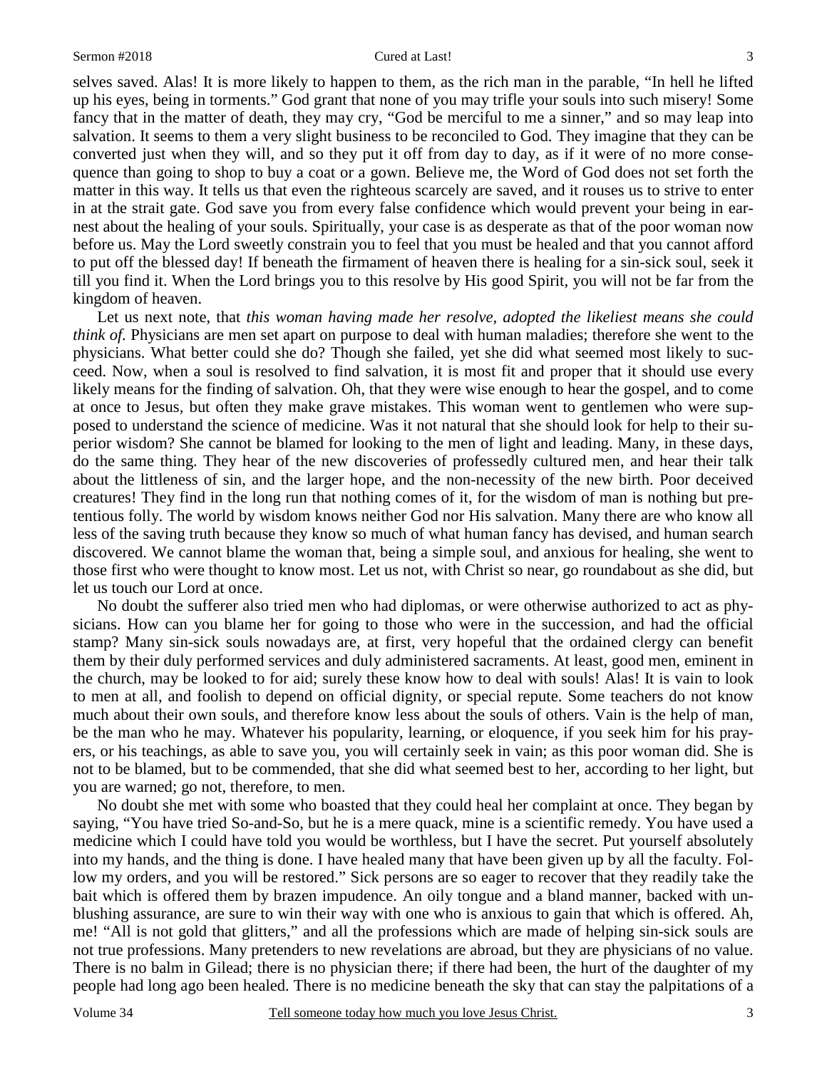selves saved. Alas! It is more likely to happen to them, as the rich man in the parable, "In hell he lifted up his eyes, being in torments." God grant that none of you may trifle your souls into such misery! Some fancy that in the matter of death, they may cry, "God be merciful to me a sinner," and so may leap into salvation. It seems to them a very slight business to be reconciled to God. They imagine that they can be converted just when they will, and so they put it off from day to day, as if it were of no more consequence than going to shop to buy a coat or a gown. Believe me, the Word of God does not set forth the matter in this way. It tells us that even the righteous scarcely are saved, and it rouses us to strive to enter in at the strait gate. God save you from every false confidence which would prevent your being in earnest about the healing of your souls. Spiritually, your case is as desperate as that of the poor woman now before us. May the Lord sweetly constrain you to feel that you must be healed and that you cannot afford to put off the blessed day! If beneath the firmament of heaven there is healing for a sin-sick soul, seek it till you find it. When the Lord brings you to this resolve by His good Spirit, you will not be far from the kingdom of heaven.

Let us next note, that *this woman having made her resolve, adopted the likeliest means she could think of.* Physicians are men set apart on purpose to deal with human maladies; therefore she went to the physicians. What better could she do? Though she failed, yet she did what seemed most likely to succeed. Now, when a soul is resolved to find salvation, it is most fit and proper that it should use every likely means for the finding of salvation. Oh, that they were wise enough to hear the gospel, and to come at once to Jesus, but often they make grave mistakes. This woman went to gentlemen who were supposed to understand the science of medicine. Was it not natural that she should look for help to their superior wisdom? She cannot be blamed for looking to the men of light and leading. Many, in these days, do the same thing. They hear of the new discoveries of professedly cultured men, and hear their talk about the littleness of sin, and the larger hope, and the non-necessity of the new birth. Poor deceived creatures! They find in the long run that nothing comes of it, for the wisdom of man is nothing but pretentious folly. The world by wisdom knows neither God nor His salvation. Many there are who know all less of the saving truth because they know so much of what human fancy has devised, and human search discovered. We cannot blame the woman that, being a simple soul, and anxious for healing, she went to those first who were thought to know most. Let us not, with Christ so near, go roundabout as she did, but let us touch our Lord at once.

No doubt the sufferer also tried men who had diplomas, or were otherwise authorized to act as physicians. How can you blame her for going to those who were in the succession, and had the official stamp? Many sin-sick souls nowadays are, at first, very hopeful that the ordained clergy can benefit them by their duly performed services and duly administered sacraments. At least, good men, eminent in the church, may be looked to for aid; surely these know how to deal with souls! Alas! It is vain to look to men at all, and foolish to depend on official dignity, or special repute. Some teachers do not know much about their own souls, and therefore know less about the souls of others. Vain is the help of man, be the man who he may. Whatever his popularity, learning, or eloquence, if you seek him for his prayers, or his teachings, as able to save you, you will certainly seek in vain; as this poor woman did. She is not to be blamed, but to be commended, that she did what seemed best to her, according to her light, but you are warned; go not, therefore, to men.

No doubt she met with some who boasted that they could heal her complaint at once. They began by saying, "You have tried So-and-So, but he is a mere quack, mine is a scientific remedy. You have used a medicine which I could have told you would be worthless, but I have the secret. Put yourself absolutely into my hands, and the thing is done. I have healed many that have been given up by all the faculty. Follow my orders, and you will be restored." Sick persons are so eager to recover that they readily take the bait which is offered them by brazen impudence. An oily tongue and a bland manner, backed with unblushing assurance, are sure to win their way with one who is anxious to gain that which is offered. Ah, me! "All is not gold that glitters," and all the professions which are made of helping sin-sick souls are not true professions. Many pretenders to new revelations are abroad, but they are physicians of no value. There is no balm in Gilead; there is no physician there; if there had been, the hurt of the daughter of my people had long ago been healed. There is no medicine beneath the sky that can stay the palpitations of a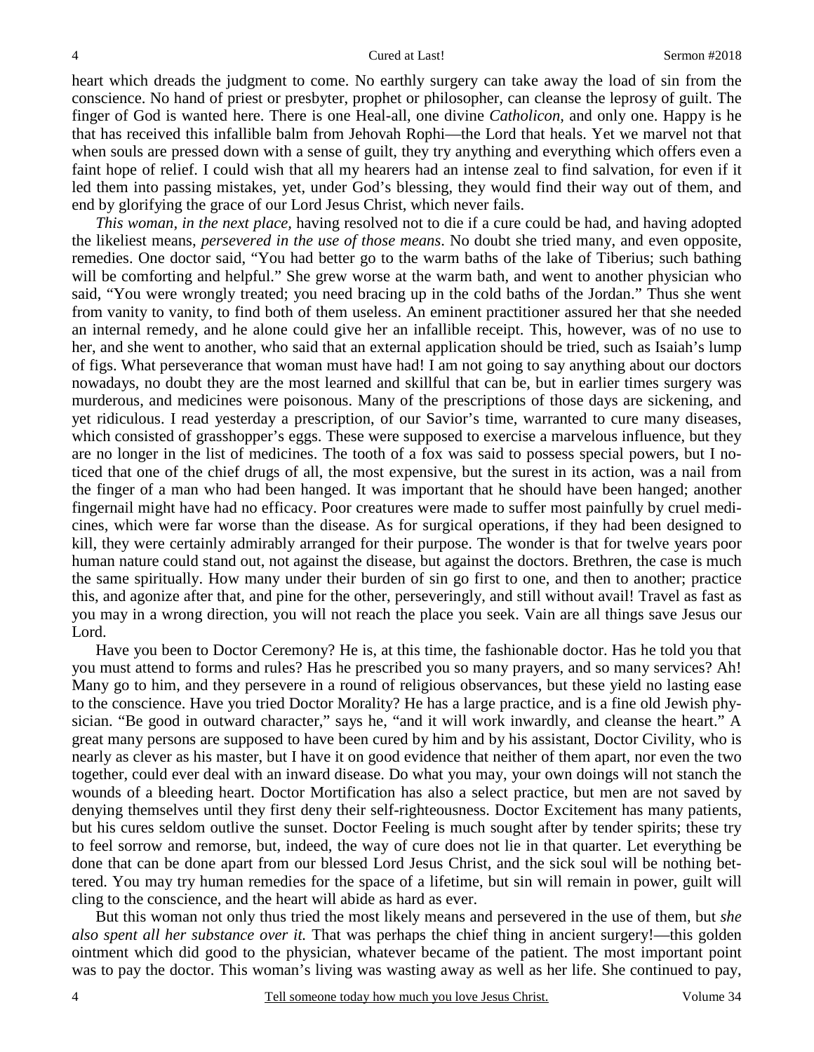heart which dreads the judgment to come. No earthly surgery can take away the load of sin from the conscience. No hand of priest or presbyter, prophet or philosopher, can cleanse the leprosy of guilt. The finger of God is wanted here. There is one Heal-all, one divine *Catholicon,* and only one. Happy is he that has received this infallible balm from Jehovah Rophi—the Lord that heals. Yet we marvel not that when souls are pressed down with a sense of guilt, they try anything and everything which offers even a faint hope of relief. I could wish that all my hearers had an intense zeal to find salvation, for even if it led them into passing mistakes, yet, under God's blessing, they would find their way out of them, and end by glorifying the grace of our Lord Jesus Christ, which never fails.

*This woman, in the next place,* having resolved not to die if a cure could be had, and having adopted the likeliest means, *persevered in the use of those means*. No doubt she tried many, and even opposite, remedies. One doctor said, "You had better go to the warm baths of the lake of Tiberius; such bathing will be comforting and helpful." She grew worse at the warm bath, and went to another physician who said, "You were wrongly treated; you need bracing up in the cold baths of the Jordan." Thus she went from vanity to vanity, to find both of them useless. An eminent practitioner assured her that she needed an internal remedy, and he alone could give her an infallible receipt. This, however, was of no use to her, and she went to another, who said that an external application should be tried, such as Isaiah's lump of figs. What perseverance that woman must have had! I am not going to say anything about our doctors nowadays, no doubt they are the most learned and skillful that can be, but in earlier times surgery was murderous, and medicines were poisonous. Many of the prescriptions of those days are sickening, and yet ridiculous. I read yesterday a prescription, of our Savior's time, warranted to cure many diseases, which consisted of grasshopper's eggs. These were supposed to exercise a marvelous influence, but they are no longer in the list of medicines. The tooth of a fox was said to possess special powers, but I noticed that one of the chief drugs of all, the most expensive, but the surest in its action, was a nail from the finger of a man who had been hanged. It was important that he should have been hanged; another fingernail might have had no efficacy. Poor creatures were made to suffer most painfully by cruel medicines, which were far worse than the disease. As for surgical operations, if they had been designed to kill, they were certainly admirably arranged for their purpose. The wonder is that for twelve years poor human nature could stand out, not against the disease, but against the doctors. Brethren, the case is much the same spiritually. How many under their burden of sin go first to one, and then to another; practice this, and agonize after that, and pine for the other, perseveringly, and still without avail! Travel as fast as you may in a wrong direction, you will not reach the place you seek. Vain are all things save Jesus our Lord.

Have you been to Doctor Ceremony? He is, at this time, the fashionable doctor. Has he told you that you must attend to forms and rules? Has he prescribed you so many prayers, and so many services? Ah! Many go to him, and they persevere in a round of religious observances, but these yield no lasting ease to the conscience. Have you tried Doctor Morality? He has a large practice, and is a fine old Jewish physician. "Be good in outward character," says he, "and it will work inwardly, and cleanse the heart." A great many persons are supposed to have been cured by him and by his assistant, Doctor Civility, who is nearly as clever as his master, but I have it on good evidence that neither of them apart, nor even the two together, could ever deal with an inward disease. Do what you may, your own doings will not stanch the wounds of a bleeding heart. Doctor Mortification has also a select practice, but men are not saved by denying themselves until they first deny their self-righteousness. Doctor Excitement has many patients, but his cures seldom outlive the sunset. Doctor Feeling is much sought after by tender spirits; these try to feel sorrow and remorse, but, indeed, the way of cure does not lie in that quarter. Let everything be done that can be done apart from our blessed Lord Jesus Christ, and the sick soul will be nothing bettered. You may try human remedies for the space of a lifetime, but sin will remain in power, guilt will cling to the conscience, and the heart will abide as hard as ever.

But this woman not only thus tried the most likely means and persevered in the use of them, but *she also spent all her substance over it.* That was perhaps the chief thing in ancient surgery!—this golden ointment which did good to the physician, whatever became of the patient. The most important point was to pay the doctor. This woman's living was wasting away as well as her life. She continued to pay,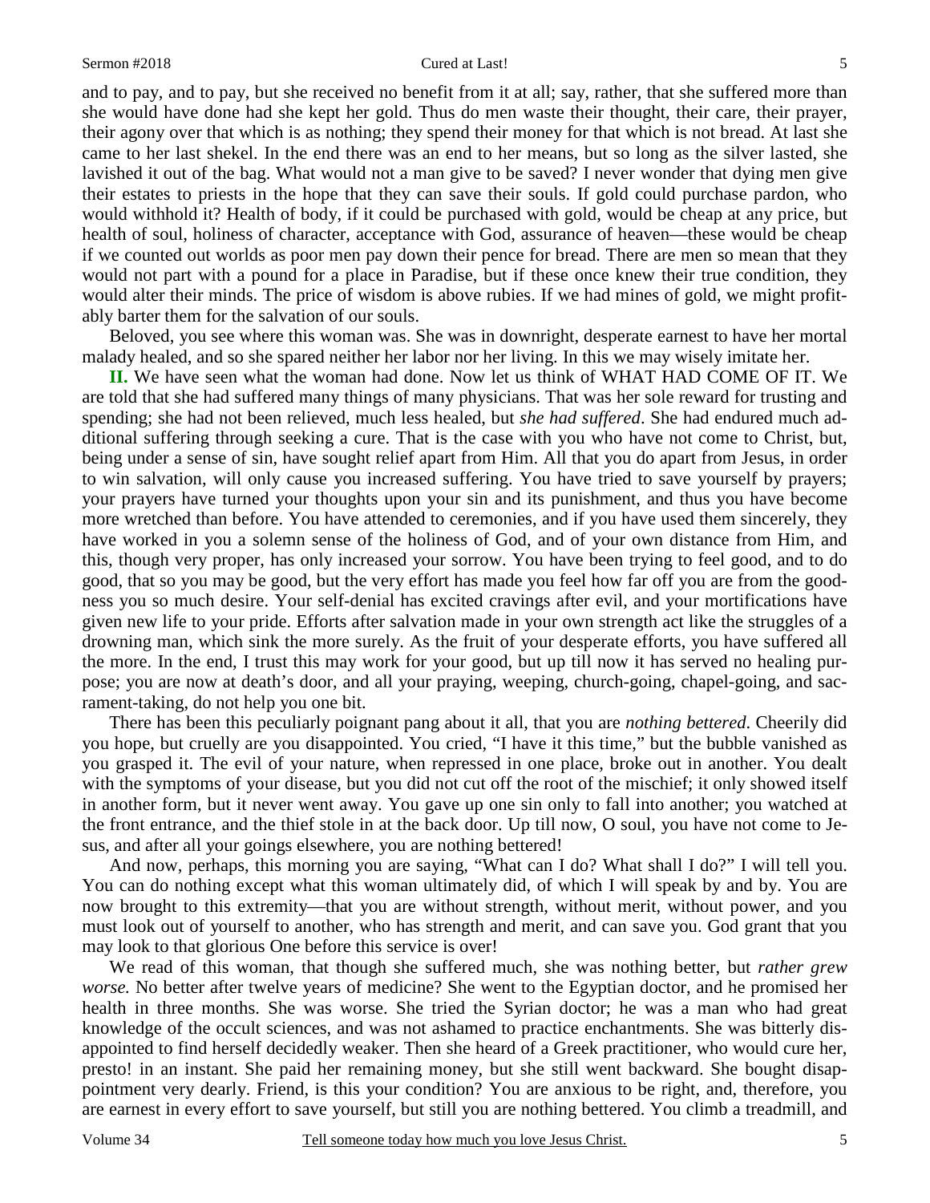and to pay, and to pay, but she received no benefit from it at all; say, rather, that she suffered more than she would have done had she kept her gold. Thus do men waste their thought, their care, their prayer, their agony over that which is as nothing; they spend their money for that which is not bread. At last she came to her last shekel. In the end there was an end to her means, but so long as the silver lasted, she lavished it out of the bag. What would not a man give to be saved? I never wonder that dying men give their estates to priests in the hope that they can save their souls. If gold could purchase pardon, who would withhold it? Health of body, if it could be purchased with gold, would be cheap at any price, but health of soul, holiness of character, acceptance with God, assurance of heaven—these would be cheap if we counted out worlds as poor men pay down their pence for bread. There are men so mean that they would not part with a pound for a place in Paradise, but if these once knew their true condition, they would alter their minds. The price of wisdom is above rubies. If we had mines of gold, we might profitably barter them for the salvation of our souls.

Beloved, you see where this woman was. She was in downright, desperate earnest to have her mortal malady healed, and so she spared neither her labor nor her living. In this we may wisely imitate her.

**II.** We have seen what the woman had done. Now let us think of WHAT HAD COME OF IT. We are told that she had suffered many things of many physicians. That was her sole reward for trusting and spending; she had not been relieved, much less healed, but *she had suffered*. She had endured much additional suffering through seeking a cure. That is the case with you who have not come to Christ, but, being under a sense of sin, have sought relief apart from Him. All that you do apart from Jesus, in order to win salvation, will only cause you increased suffering. You have tried to save yourself by prayers; your prayers have turned your thoughts upon your sin and its punishment, and thus you have become more wretched than before. You have attended to ceremonies, and if you have used them sincerely, they have worked in you a solemn sense of the holiness of God, and of your own distance from Him, and this, though very proper, has only increased your sorrow. You have been trying to feel good, and to do good, that so you may be good, but the very effort has made you feel how far off you are from the goodness you so much desire. Your self-denial has excited cravings after evil, and your mortifications have given new life to your pride. Efforts after salvation made in your own strength act like the struggles of a drowning man, which sink the more surely. As the fruit of your desperate efforts, you have suffered all the more. In the end, I trust this may work for your good, but up till now it has served no healing purpose; you are now at death's door, and all your praying, weeping, church-going, chapel-going, and sacrament-taking, do not help you one bit.

There has been this peculiarly poignant pang about it all, that you are *nothing bettered*. Cheerily did you hope, but cruelly are you disappointed. You cried, "I have it this time," but the bubble vanished as you grasped it. The evil of your nature, when repressed in one place, broke out in another. You dealt with the symptoms of your disease, but you did not cut off the root of the mischief; it only showed itself in another form, but it never went away. You gave up one sin only to fall into another; you watched at the front entrance, and the thief stole in at the back door. Up till now, O soul, you have not come to Jesus, and after all your goings elsewhere, you are nothing bettered!

And now, perhaps, this morning you are saying, "What can I do? What shall I do?" I will tell you. You can do nothing except what this woman ultimately did, of which I will speak by and by. You are now brought to this extremity—that you are without strength, without merit, without power, and you must look out of yourself to another, who has strength and merit, and can save you. God grant that you may look to that glorious One before this service is over!

We read of this woman, that though she suffered much, she was nothing better, but *rather grew worse.* No better after twelve years of medicine? She went to the Egyptian doctor, and he promised her health in three months. She was worse. She tried the Syrian doctor; he was a man who had great knowledge of the occult sciences, and was not ashamed to practice enchantments. She was bitterly disappointed to find herself decidedly weaker. Then she heard of a Greek practitioner, who would cure her, presto! in an instant. She paid her remaining money, but she still went backward. She bought disappointment very dearly. Friend, is this your condition? You are anxious to be right, and, therefore, you are earnest in every effort to save yourself, but still you are nothing bettered. You climb a treadmill, and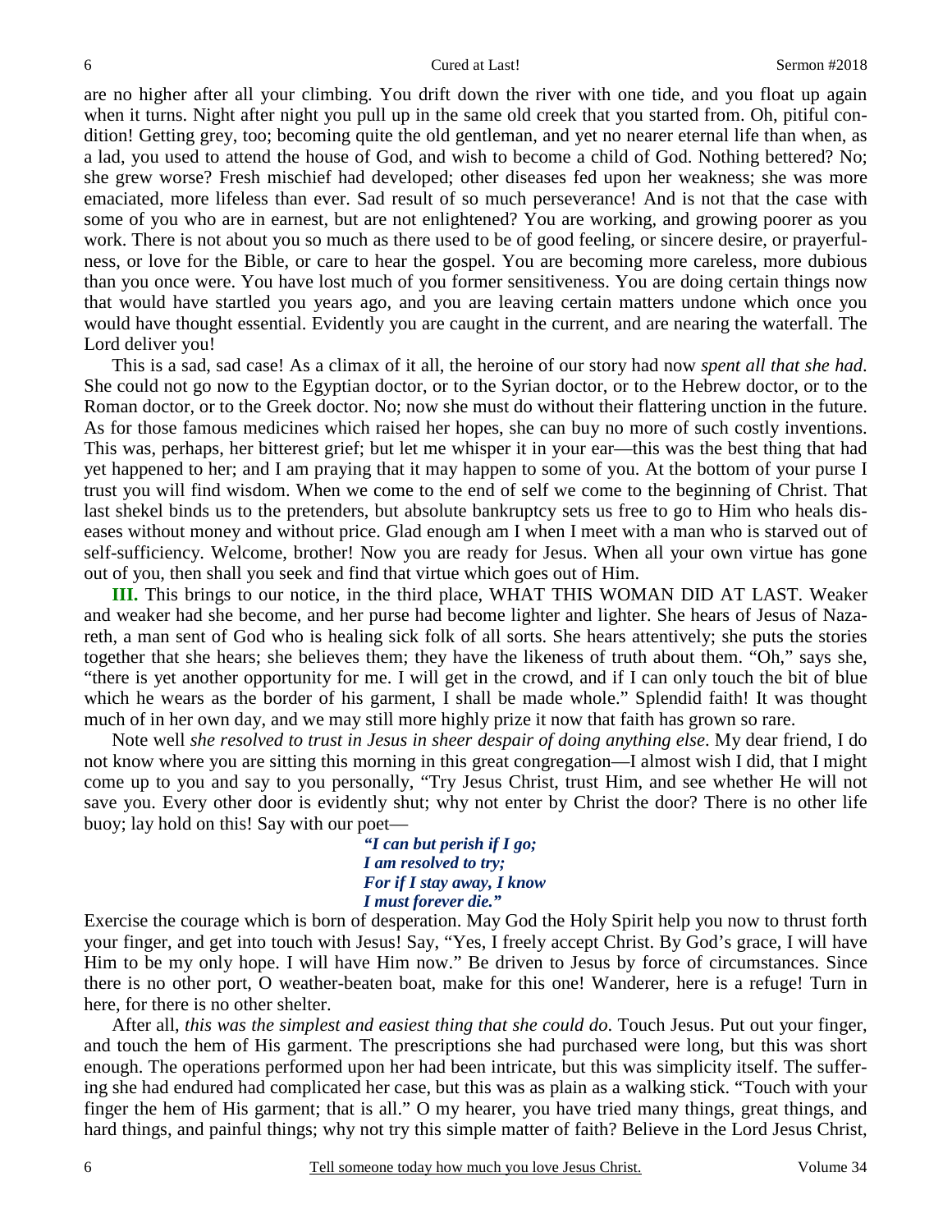are no higher after all your climbing. You drift down the river with one tide, and you float up again when it turns. Night after night you pull up in the same old creek that you started from. Oh, pitiful condition! Getting grey, too; becoming quite the old gentleman, and yet no nearer eternal life than when, as a lad, you used to attend the house of God, and wish to become a child of God. Nothing bettered? No; she grew worse? Fresh mischief had developed; other diseases fed upon her weakness; she was more emaciated, more lifeless than ever. Sad result of so much perseverance! And is not that the case with some of you who are in earnest, but are not enlightened? You are working, and growing poorer as you work. There is not about you so much as there used to be of good feeling, or sincere desire, or prayerfulness, or love for the Bible, or care to hear the gospel. You are becoming more careless, more dubious than you once were. You have lost much of you former sensitiveness. You are doing certain things now that would have startled you years ago, and you are leaving certain matters undone which once you would have thought essential. Evidently you are caught in the current, and are nearing the waterfall. The Lord deliver you!

This is a sad, sad case! As a climax of it all, the heroine of our story had now *spent all that she had*. She could not go now to the Egyptian doctor, or to the Syrian doctor, or to the Hebrew doctor, or to the Roman doctor, or to the Greek doctor. No; now she must do without their flattering unction in the future. As for those famous medicines which raised her hopes, she can buy no more of such costly inventions. This was, perhaps, her bitterest grief; but let me whisper it in your ear—this was the best thing that had yet happened to her; and I am praying that it may happen to some of you. At the bottom of your purse I trust you will find wisdom. When we come to the end of self we come to the beginning of Christ. That last shekel binds us to the pretenders, but absolute bankruptcy sets us free to go to Him who heals diseases without money and without price. Glad enough am I when I meet with a man who is starved out of self-sufficiency. Welcome, brother! Now you are ready for Jesus. When all your own virtue has gone out of you, then shall you seek and find that virtue which goes out of Him.

**III.** This brings to our notice, in the third place, WHAT THIS WOMAN DID AT LAST. Weaker and weaker had she become, and her purse had become lighter and lighter. She hears of Jesus of Nazareth, a man sent of God who is healing sick folk of all sorts. She hears attentively; she puts the stories together that she hears; she believes them; they have the likeness of truth about them. "Oh," says she, "there is yet another opportunity for me. I will get in the crowd, and if I can only touch the bit of blue which he wears as the border of his garment, I shall be made whole." Splendid faith! It was thought much of in her own day, and we may still more highly prize it now that faith has grown so rare.

Note well *she resolved to trust in Jesus in sheer despair of doing anything else*. My dear friend, I do not know where you are sitting this morning in this great congregation—I almost wish I did, that I might come up to you and say to you personally, "Try Jesus Christ, trust Him, and see whether He will not save you. Every other door is evidently shut; why not enter by Christ the door? There is no other life buoy; lay hold on this! Say with our poet—

> *"I can but perish if I go;*
> *I am resolved to try;*
> *For if I stay away, I know*
> *I must forever die."*

Exercise the courage which is born of desperation. May God the Holy Spirit help you now to thrust forth your finger, and get into touch with Jesus! Say, "Yes, I freely accept Christ. By God's grace, I will have Him to be my only hope. I will have Him now." Be driven to Jesus by force of circumstances. Since there is no other port, O weather-beaten boat, make for this one! Wanderer, here is a refuge! Turn in here, for there is no other shelter.

After all, *this was the simplest and easiest thing that she could do*. Touch Jesus. Put out your finger, and touch the hem of His garment. The prescriptions she had purchased were long, but this was short enough. The operations performed upon her had been intricate, but this was simplicity itself. The suffering she had endured had complicated her case, but this was as plain as a walking stick. "Touch with your finger the hem of His garment; that is all." O my hearer, you have tried many things, great things, and hard things, and painful things; why not try this simple matter of faith? Believe in the Lord Jesus Christ,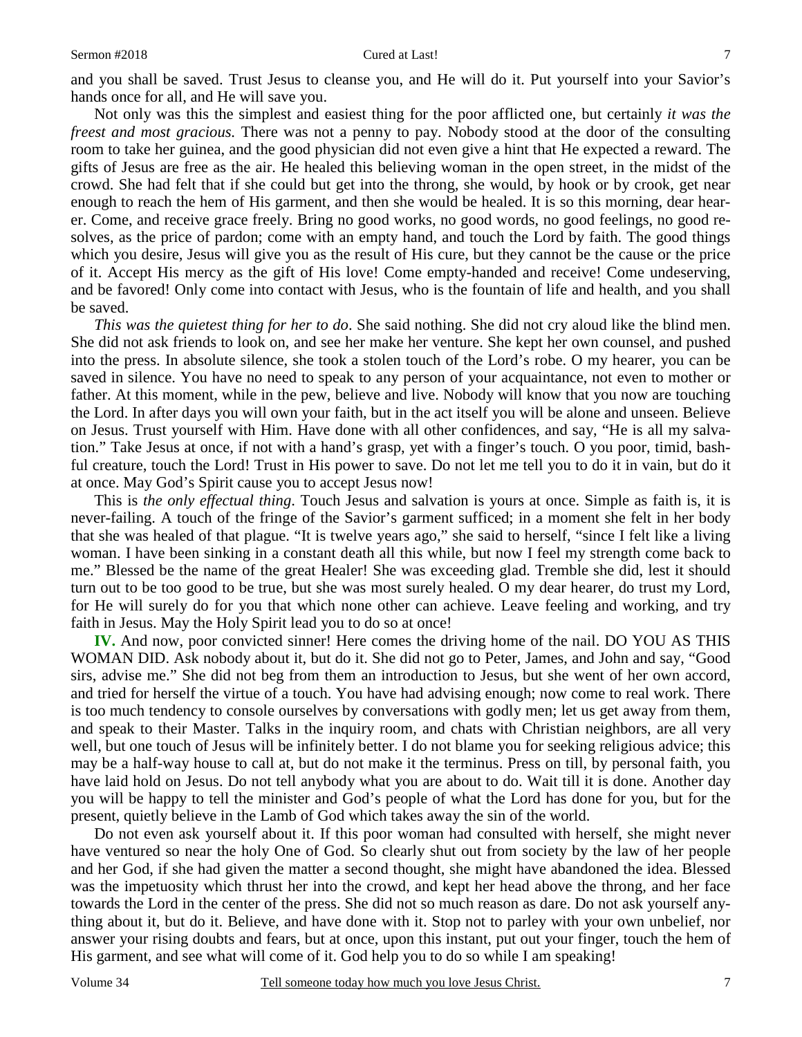and you shall be saved. Trust Jesus to cleanse you, and He will do it. Put yourself into your Savior's hands once for all, and He will save you.

Not only was this the simplest and easiest thing for the poor afflicted one, but certainly *it was the freest and most gracious.* There was not a penny to pay. Nobody stood at the door of the consulting room to take her guinea, and the good physician did not even give a hint that He expected a reward. The gifts of Jesus are free as the air. He healed this believing woman in the open street, in the midst of the crowd. She had felt that if she could but get into the throng, she would, by hook or by crook, get near enough to reach the hem of His garment, and then she would be healed. It is so this morning, dear hearer. Come, and receive grace freely. Bring no good works, no good words, no good feelings, no good resolves, as the price of pardon; come with an empty hand, and touch the Lord by faith. The good things which you desire, Jesus will give you as the result of His cure, but they cannot be the cause or the price of it. Accept His mercy as the gift of His love! Come empty-handed and receive! Come undeserving, and be favored! Only come into contact with Jesus, who is the fountain of life and health, and you shall be saved.

*This was the quietest thing for her to do*. She said nothing. She did not cry aloud like the blind men. She did not ask friends to look on, and see her make her venture. She kept her own counsel, and pushed into the press. In absolute silence, she took a stolen touch of the Lord's robe. O my hearer, you can be saved in silence. You have no need to speak to any person of your acquaintance, not even to mother or father. At this moment, while in the pew, believe and live. Nobody will know that you now are touching the Lord. In after days you will own your faith, but in the act itself you will be alone and unseen. Believe on Jesus. Trust yourself with Him. Have done with all other confidences, and say, "He is all my salvation." Take Jesus at once, if not with a hand's grasp, yet with a finger's touch. O you poor, timid, bashful creature, touch the Lord! Trust in His power to save. Do not let me tell you to do it in vain, but do it at once. May God's Spirit cause you to accept Jesus now!

This is *the only effectual thing*. Touch Jesus and salvation is yours at once. Simple as faith is, it is never-failing. A touch of the fringe of the Savior's garment sufficed; in a moment she felt in her body that she was healed of that plague. "It is twelve years ago," she said to herself, "since I felt like a living woman. I have been sinking in a constant death all this while, but now I feel my strength come back to me." Blessed be the name of the great Healer! She was exceeding glad. Tremble she did, lest it should turn out to be too good to be true, but she was most surely healed. O my dear hearer, do trust my Lord, for He will surely do for you that which none other can achieve. Leave feeling and working, and try faith in Jesus. May the Holy Spirit lead you to do so at once!

**IV.** And now, poor convicted sinner! Here comes the driving home of the nail. DO YOU AS THIS WOMAN DID. Ask nobody about it, but do it. She did not go to Peter, James, and John and say, "Good sirs, advise me." She did not beg from them an introduction to Jesus, but she went of her own accord, and tried for herself the virtue of a touch. You have had advising enough; now come to real work. There is too much tendency to console ourselves by conversations with godly men; let us get away from them, and speak to their Master. Talks in the inquiry room, and chats with Christian neighbors, are all very well, but one touch of Jesus will be infinitely better. I do not blame you for seeking religious advice; this may be a half-way house to call at, but do not make it the terminus. Press on till, by personal faith, you have laid hold on Jesus. Do not tell anybody what you are about to do. Wait till it is done. Another day you will be happy to tell the minister and God's people of what the Lord has done for you, but for the present, quietly believe in the Lamb of God which takes away the sin of the world.

Do not even ask yourself about it. If this poor woman had consulted with herself, she might never have ventured so near the holy One of God. So clearly shut out from society by the law of her people and her God, if she had given the matter a second thought, she might have abandoned the idea. Blessed was the impetuosity which thrust her into the crowd, and kept her head above the throng, and her face towards the Lord in the center of the press. She did not so much reason as dare. Do not ask yourself anything about it, but do it. Believe, and have done with it. Stop not to parley with your own unbelief, nor answer your rising doubts and fears, but at once, upon this instant, put out your finger, touch the hem of His garment, and see what will come of it. God help you to do so while I am speaking!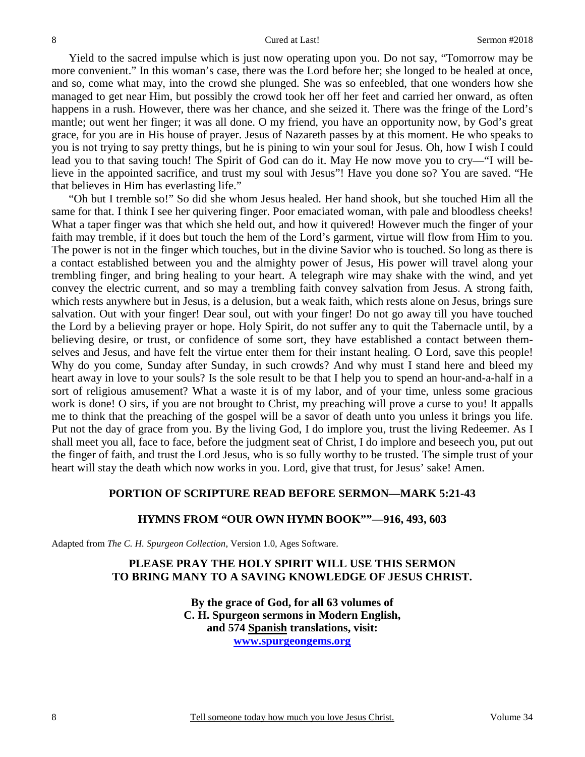Yield to the sacred impulse which is just now operating upon you. Do not say, "Tomorrow may be more convenient." In this woman's case, there was the Lord before her; she longed to be healed at once, and so, come what may, into the crowd she plunged. She was so enfeebled, that one wonders how she managed to get near Him, but possibly the crowd took her off her feet and carried her onward, as often happens in a rush. However, there was her chance, and she seized it. There was the fringe of the Lord's mantle; out went her finger; it was all done. O my friend, you have an opportunity now, by God's great grace, for you are in His house of prayer. Jesus of Nazareth passes by at this moment. He who speaks to you is not trying to say pretty things, but he is pining to win your soul for Jesus. Oh, how I wish I could lead you to that saving touch! The Spirit of God can do it. May He now move you to cry—"I will believe in the appointed sacrifice, and trust my soul with Jesus"! Have you done so? You are saved. "He that believes in Him has everlasting life."

"Oh but I tremble so!" So did she whom Jesus healed. Her hand shook, but she touched Him all the same for that. I think I see her quivering finger. Poor emaciated woman, with pale and bloodless cheeks! What a taper finger was that which she held out, and how it quivered! However much the finger of your faith may tremble, if it does but touch the hem of the Lord's garment, virtue will flow from Him to you. The power is not in the finger which touches, but in the divine Savior who is touched. So long as there is a contact established between you and the almighty power of Jesus, His power will travel along your trembling finger, and bring healing to your heart. A telegraph wire may shake with the wind, and yet convey the electric current, and so may a trembling faith convey salvation from Jesus. A strong faith, which rests anywhere but in Jesus, is a delusion, but a weak faith, which rests alone on Jesus, brings sure salvation. Out with your finger! Dear soul, out with your finger! Do not go away till you have touched the Lord by a believing prayer or hope. Holy Spirit, do not suffer any to quit the Tabernacle until, by a believing desire, or trust, or confidence of some sort, they have established a contact between themselves and Jesus, and have felt the virtue enter them for their instant healing. O Lord, save this people! Why do you come, Sunday after Sunday, in such crowds? And why must I stand here and bleed my heart away in love to your souls? Is the sole result to be that I help you to spend an hour-and-a-half in a sort of religious amusement? What a waste it is of my labor, and of your time, unless some gracious work is done! O sirs, if you are not brought to Christ, my preaching will prove a curse to you! It appalls me to think that the preaching of the gospel will be a savor of death unto you unless it brings you life. Put not the day of grace from you. By the living God, I do implore you, trust the living Redeemer. As I shall meet you all, face to face, before the judgment seat of Christ, I do implore and beseech you, put out the finger of faith, and trust the Lord Jesus, who is so fully worthy to be trusted. The simple trust of your heart will stay the death which now works in you. Lord, give that trust, for Jesus' sake! Amen.

**PORTION OF SCRIPTURE READ BEFORE SERMON—MARK 5:21-43**

**HYMNS FROM "OUR OWN HYMN BOOK""—916, 493, 603**

Adapted from *The C. H. Spurgeon Collection*, Version 1.0, Ages Software.

**PLEASE PRAY THE HOLY SPIRIT WILL USE THIS SERMON TO BRING MANY TO A SAVING KNOWLEDGE OF JESUS CHRIST.**

**By the grace of God, for all 63 volumes of C. H. Spurgeon sermons in Modern English, and 574 Spanish translations, visit: www.spurgeongems.org**

Tell someone today how much you love Jesus Christ.